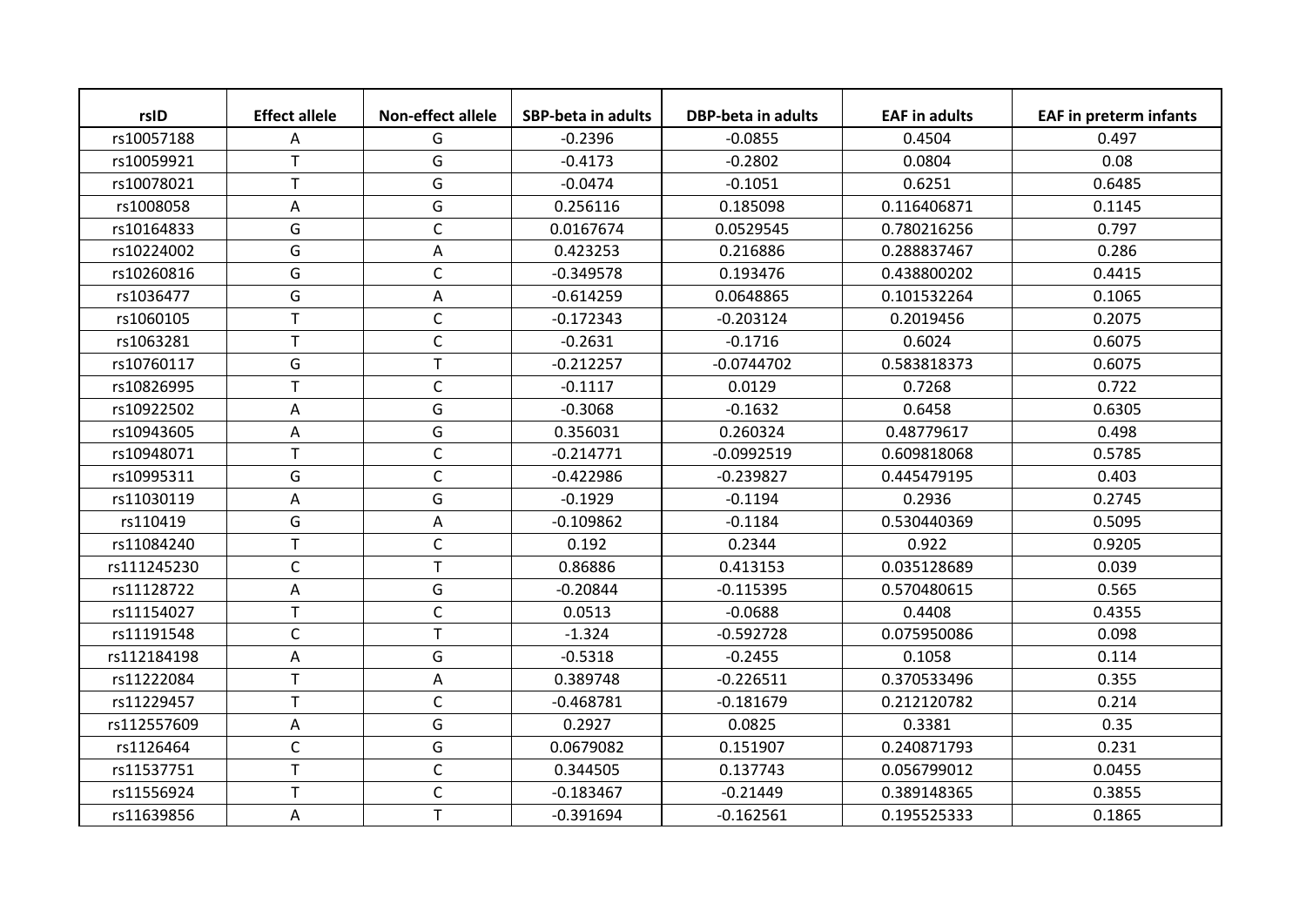| rsID | Effect allele | Non-effect allele | SBP-beta in adults | DBP-beta in adults | EAF in adults | EAF in preterm infants |
|---|---|---|---|---|---|---|
| rs10057188 | A | G | -0.2396 | -0.0855 | 0.4504 | 0.497 |
| rs10059921 | T | G | -0.4173 | -0.2802 | 0.0804 | 0.08 |
| rs10078021 | T | G | -0.0474 | -0.1051 | 0.6251 | 0.6485 |
| rs1008058 | A | G | 0.256116 | 0.185098 | 0.116406871 | 0.1145 |
| rs10164833 | G | C | 0.0167674 | 0.0529545 | 0.780216256 | 0.797 |
| rs10224002 | G | A | 0.423253 | 0.216886 | 0.288837467 | 0.286 |
| rs10260816 | G | C | -0.349578 | 0.193476 | 0.438800202 | 0.4415 |
| rs1036477 | G | A | -0.614259 | 0.0648865 | 0.101532264 | 0.1065 |
| rs1060105 | T | C | -0.172343 | -0.203124 | 0.2019456 | 0.2075 |
| rs1063281 | T | C | -0.2631 | -0.1716 | 0.6024 | 0.6075 |
| rs10760117 | G | T | -0.212257 | -0.0744702 | 0.583818373 | 0.6075 |
| rs10826995 | T | C | -0.1117 | 0.0129 | 0.7268 | 0.722 |
| rs10922502 | A | G | -0.3068 | -0.1632 | 0.6458 | 0.6305 |
| rs10943605 | A | G | 0.356031 | 0.260324 | 0.48779617 | 0.498 |
| rs10948071 | T | C | -0.214771 | -0.0992519 | 0.609818068 | 0.5785 |
| rs10995311 | G | C | -0.422986 | -0.239827 | 0.445479195 | 0.403 |
| rs11030119 | A | G | -0.1929 | -0.1194 | 0.2936 | 0.2745 |
| rs110419 | G | A | -0.109862 | -0.1184 | 0.530440369 | 0.5095 |
| rs11084240 | T | C | 0.192 | 0.2344 | 0.922 | 0.9205 |
| rs111245230 | C | T | 0.86886 | 0.413153 | 0.035128689 | 0.039 |
| rs11128722 | A | G | -0.20844 | -0.115395 | 0.570480615 | 0.565 |
| rs11154027 | T | C | 0.0513 | -0.0688 | 0.4408 | 0.4355 |
| rs11191548 | C | T | -1.324 | -0.592728 | 0.075950086 | 0.098 |
| rs112184198 | A | G | -0.5318 | -0.2455 | 0.1058 | 0.114 |
| rs11222084 | T | A | 0.389748 | -0.226511 | 0.370533496 | 0.355 |
| rs11229457 | T | C | -0.468781 | -0.181679 | 0.212120782 | 0.214 |
| rs112557609 | A | G | 0.2927 | 0.0825 | 0.3381 | 0.35 |
| rs1126464 | C | G | 0.0679082 | 0.151907 | 0.240871793 | 0.231 |
| rs11537751 | T | C | 0.344505 | 0.137743 | 0.056799012 | 0.0455 |
| rs11556924 | T | C | -0.183467 | -0.21449 | 0.389148365 | 0.3855 |
| rs11639856 | A | T | -0.391694 | -0.162561 | 0.195525333 | 0.1865 |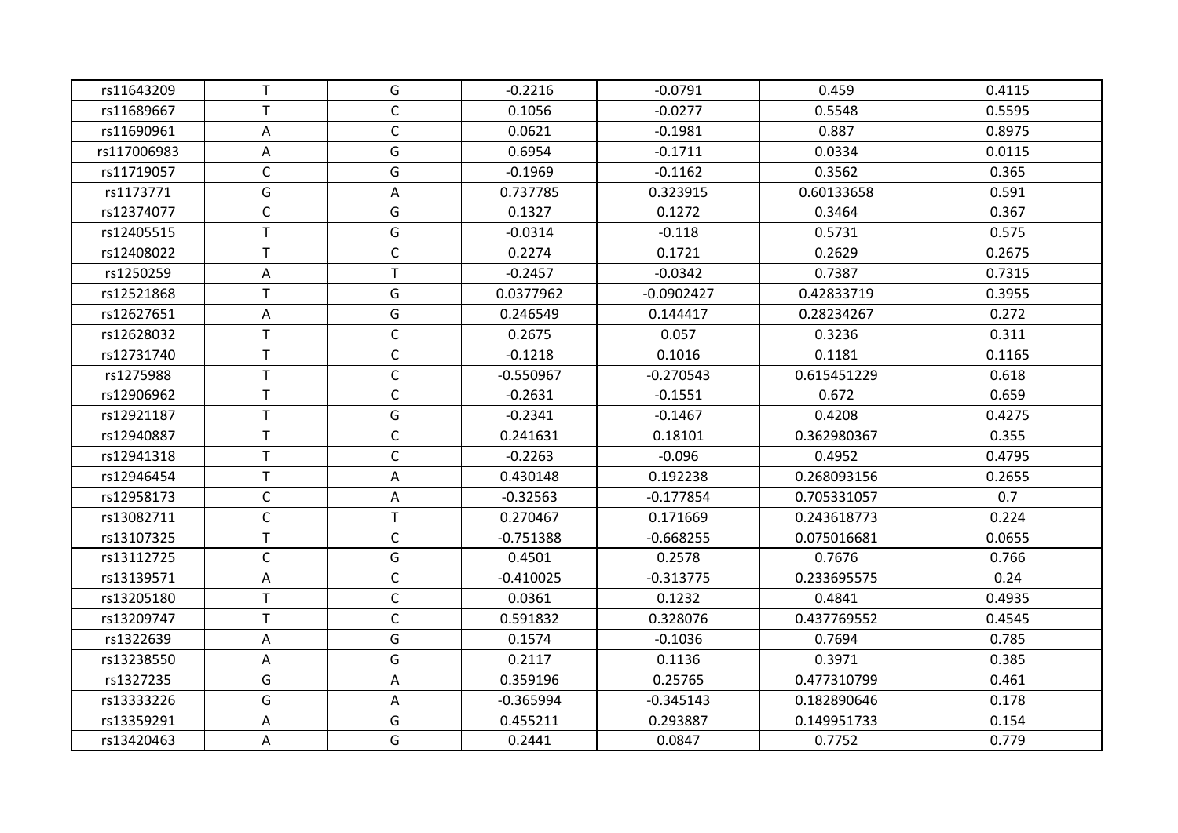| | | | | | | |
|---|---|---|---|---|---|---|
| rs11643209 | T | G | -0.2216 | -0.0791 | 0.459 | 0.4115 |
| rs11689667 | T | C | 0.1056 | -0.0277 | 0.5548 | 0.5595 |
| rs11690961 | A | C | 0.0621 | -0.1981 | 0.887 | 0.8975 |
| rs117006983 | A | G | 0.6954 | -0.1711 | 0.0334 | 0.0115 |
| rs11719057 | C | G | -0.1969 | -0.1162 | 0.3562 | 0.365 |
| rs1173771 | G | A | 0.737785 | 0.323915 | 0.60133658 | 0.591 |
| rs12374077 | C | G | 0.1327 | 0.1272 | 0.3464 | 0.367 |
| rs12405515 | T | G | -0.0314 | -0.118 | 0.5731 | 0.575 |
| rs12408022 | T | C | 0.2274 | 0.1721 | 0.2629 | 0.2675 |
| rs1250259 | A | T | -0.2457 | -0.0342 | 0.7387 | 0.7315 |
| rs12521868 | T | G | 0.0377962 | -0.0902427 | 0.42833719 | 0.3955 |
| rs12627651 | A | G | 0.246549 | 0.144417 | 0.28234267 | 0.272 |
| rs12628032 | T | C | 0.2675 | 0.057 | 0.3236 | 0.311 |
| rs12731740 | T | C | -0.1218 | 0.1016 | 0.1181 | 0.1165 |
| rs1275988 | T | C | -0.550967 | -0.270543 | 0.615451229 | 0.618 |
| rs12906962 | T | C | -0.2631 | -0.1551 | 0.672 | 0.659 |
| rs12921187 | T | G | -0.2341 | -0.1467 | 0.4208 | 0.4275 |
| rs12940887 | T | C | 0.241631 | 0.18101 | 0.362980367 | 0.355 |
| rs12941318 | T | C | -0.2263 | -0.096 | 0.4952 | 0.4795 |
| rs12946454 | T | A | 0.430148 | 0.192238 | 0.268093156 | 0.2655 |
| rs12958173 | C | A | -0.32563 | -0.177854 | 0.705331057 | 0.7 |
| rs13082711 | C | T | 0.270467 | 0.171669 | 0.243618773 | 0.224 |
| rs13107325 | T | C | -0.751388 | -0.668255 | 0.075016681 | 0.0655 |
| rs13112725 | C | G | 0.4501 | 0.2578 | 0.7676 | 0.766 |
| rs13139571 | A | C | -0.410025 | -0.313775 | 0.233695575 | 0.24 |
| rs13205180 | T | C | 0.0361 | 0.1232 | 0.4841 | 0.4935 |
| rs13209747 | T | C | 0.591832 | 0.328076 | 0.437769552 | 0.4545 |
| rs1322639 | A | G | 0.1574 | -0.1036 | 0.7694 | 0.785 |
| rs13238550 | A | G | 0.2117 | 0.1136 | 0.3971 | 0.385 |
| rs1327235 | G | A | 0.359196 | 0.25765 | 0.477310799 | 0.461 |
| rs13333226 | G | A | -0.365994 | -0.345143 | 0.182890646 | 0.178 |
| rs13359291 | A | G | 0.455211 | 0.293887 | 0.149951733 | 0.154 |
| rs13420463 | A | G | 0.2441 | 0.0847 | 0.7752 | 0.779 |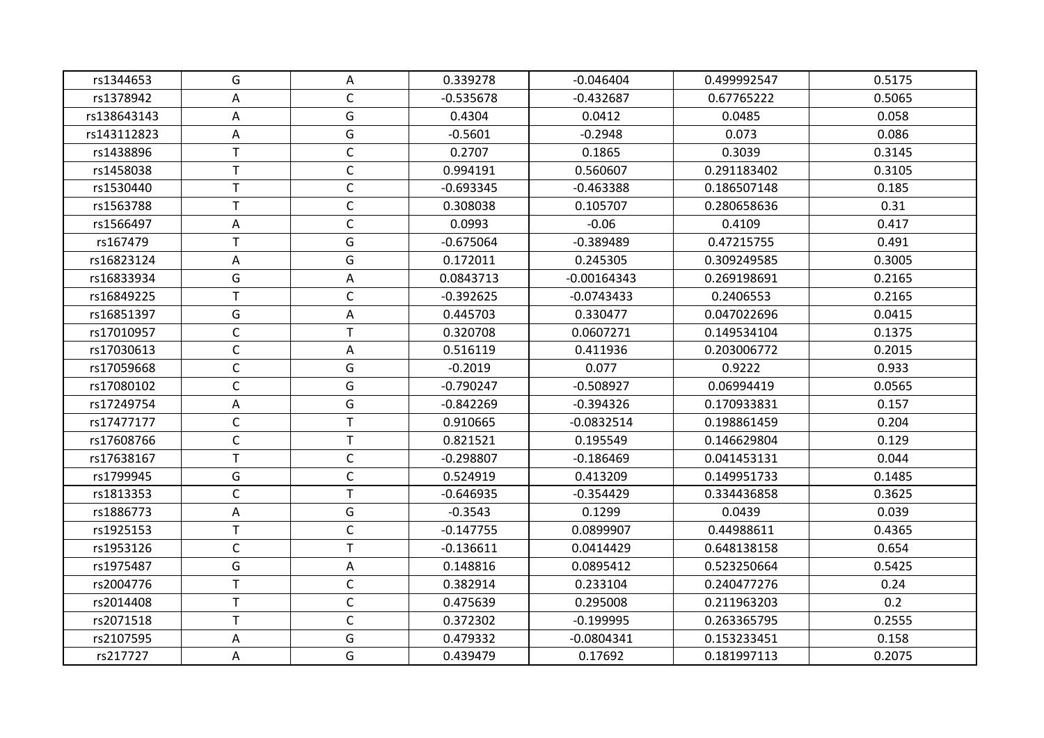| | | | | | | |
|---|---|---|---|---|---|---|
| rs1344653 | G | A | 0.339278 | -0.046404 | 0.499992547 | 0.5175 |
| rs1378942 | A | C | -0.535678 | -0.432687 | 0.67765222 | 0.5065 |
| rs138643143 | A | G | 0.4304 | 0.0412 | 0.0485 | 0.058 |
| rs143112823 | A | G | -0.5601 | -0.2948 | 0.073 | 0.086 |
| rs1438896 | T | C | 0.2707 | 0.1865 | 0.3039 | 0.3145 |
| rs1458038 | T | C | 0.994191 | 0.560607 | 0.291183402 | 0.3105 |
| rs1530440 | T | C | -0.693345 | -0.463388 | 0.186507148 | 0.185 |
| rs1563788 | T | C | 0.308038 | 0.105707 | 0.280658636 | 0.31 |
| rs1566497 | A | C | 0.0993 | -0.06 | 0.4109 | 0.417 |
| rs167479 | T | G | -0.675064 | -0.389489 | 0.47215755 | 0.491 |
| rs16823124 | A | G | 0.172011 | 0.245305 | 0.309249585 | 0.3005 |
| rs16833934 | G | A | 0.0843713 | -0.00164343 | 0.269198691 | 0.2165 |
| rs16849225 | T | C | -0.392625 | -0.0743433 | 0.2406553 | 0.2165 |
| rs16851397 | G | A | 0.445703 | 0.330477 | 0.047022696 | 0.0415 |
| rs17010957 | C | T | 0.320708 | 0.0607271 | 0.149534104 | 0.1375 |
| rs17030613 | C | A | 0.516119 | 0.411936 | 0.203006772 | 0.2015 |
| rs17059668 | C | G | -0.2019 | 0.077 | 0.9222 | 0.933 |
| rs17080102 | C | G | -0.790247 | -0.508927 | 0.06994419 | 0.0565 |
| rs17249754 | A | G | -0.842269 | -0.394326 | 0.170933831 | 0.157 |
| rs17477177 | C | T | 0.910665 | -0.0832514 | 0.198861459 | 0.204 |
| rs17608766 | C | T | 0.821521 | 0.195549 | 0.146629804 | 0.129 |
| rs17638167 | T | C | -0.298807 | -0.186469 | 0.041453131 | 0.044 |
| rs1799945 | G | C | 0.524919 | 0.413209 | 0.149951733 | 0.1485 |
| rs1813353 | C | T | -0.646935 | -0.354429 | 0.334436858 | 0.3625 |
| rs1886773 | A | G | -0.3543 | 0.1299 | 0.0439 | 0.039 |
| rs1925153 | T | C | -0.147755 | 0.0899907 | 0.44988611 | 0.4365 |
| rs1953126 | C | T | -0.136611 | 0.0414429 | 0.648138158 | 0.654 |
| rs1975487 | G | A | 0.148816 | 0.0895412 | 0.523250664 | 0.5425 |
| rs2004776 | T | C | 0.382914 | 0.233104 | 0.240477276 | 0.24 |
| rs2014408 | T | C | 0.475639 | 0.295008 | 0.211963203 | 0.2 |
| rs2071518 | T | C | 0.372302 | -0.199995 | 0.263365795 | 0.2555 |
| rs2107595 | A | G | 0.479332 | -0.0804341 | 0.153233451 | 0.158 |
| rs217727 | A | G | 0.439479 | 0.17692 | 0.181997113 | 0.2075 |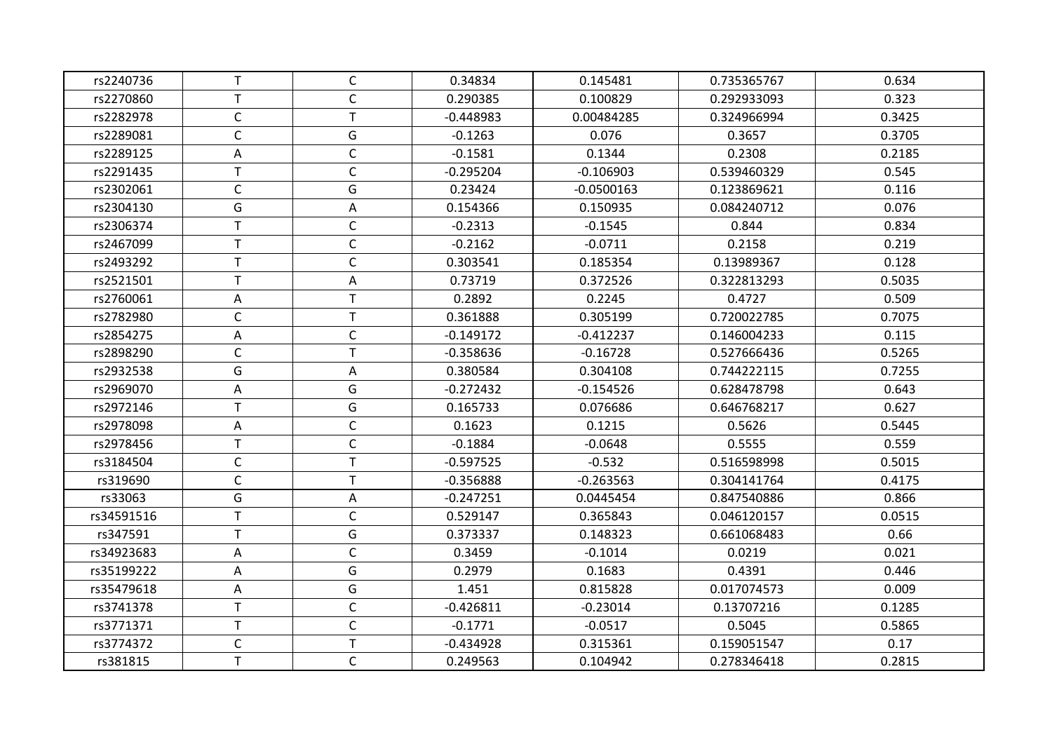| | | | | | | |
|---|---|---|---|---|---|---|
| rs2240736 | T | C | 0.34834 | 0.145481 | 0.735365767 | 0.634 |
| rs2270860 | T | C | 0.290385 | 0.100829 | 0.292933093 | 0.323 |
| rs2282978 | C | T | -0.448983 | 0.00484285 | 0.324966994 | 0.3425 |
| rs2289081 | C | G | -0.1263 | 0.076 | 0.3657 | 0.3705 |
| rs2289125 | A | C | -0.1581 | 0.1344 | 0.2308 | 0.2185 |
| rs2291435 | T | C | -0.295204 | -0.106903 | 0.539460329 | 0.545 |
| rs2302061 | C | G | 0.23424 | -0.0500163 | 0.123869621 | 0.116 |
| rs2304130 | G | A | 0.154366 | 0.150935 | 0.084240712 | 0.076 |
| rs2306374 | T | C | -0.2313 | -0.1545 | 0.844 | 0.834 |
| rs2467099 | T | C | -0.2162 | -0.0711 | 0.2158 | 0.219 |
| rs2493292 | T | C | 0.303541 | 0.185354 | 0.13989367 | 0.128 |
| rs2521501 | T | A | 0.73719 | 0.372526 | 0.322813293 | 0.5035 |
| rs2760061 | A | T | 0.2892 | 0.2245 | 0.4727 | 0.509 |
| rs2782980 | C | T | 0.361888 | 0.305199 | 0.720022785 | 0.7075 |
| rs2854275 | A | C | -0.149172 | -0.412237 | 0.146004233 | 0.115 |
| rs2898290 | C | T | -0.358636 | -0.16728 | 0.527666436 | 0.5265 |
| rs2932538 | G | A | 0.380584 | 0.304108 | 0.744222115 | 0.7255 |
| rs2969070 | A | G | -0.272432 | -0.154526 | 0.628478798 | 0.643 |
| rs2972146 | T | G | 0.165733 | 0.076686 | 0.646768217 | 0.627 |
| rs2978098 | A | C | 0.1623 | 0.1215 | 0.5626 | 0.5445 |
| rs2978456 | T | C | -0.1884 | -0.0648 | 0.5555 | 0.559 |
| rs3184504 | C | T | -0.597525 | -0.532 | 0.516598998 | 0.5015 |
| rs319690 | C | T | -0.356888 | -0.263563 | 0.304141764 | 0.4175 |
| rs33063 | G | A | -0.247251 | 0.0445454 | 0.847540886 | 0.866 |
| rs34591516 | T | C | 0.529147 | 0.365843 | 0.046120157 | 0.0515 |
| rs347591 | T | G | 0.373337 | 0.148323 | 0.661068483 | 0.66 |
| rs34923683 | A | C | 0.3459 | -0.1014 | 0.0219 | 0.021 |
| rs35199222 | A | G | 0.2979 | 0.1683 | 0.4391 | 0.446 |
| rs35479618 | A | G | 1.451 | 0.815828 | 0.017074573 | 0.009 |
| rs3741378 | T | C | -0.426811 | -0.23014 | 0.13707216 | 0.1285 |
| rs3771371 | T | C | -0.1771 | -0.0517 | 0.5045 | 0.5865 |
| rs3774372 | C | T | -0.434928 | 0.315361 | 0.159051547 | 0.17 |
| rs381815 | T | C | 0.249563 | 0.104942 | 0.278346418 | 0.2815 |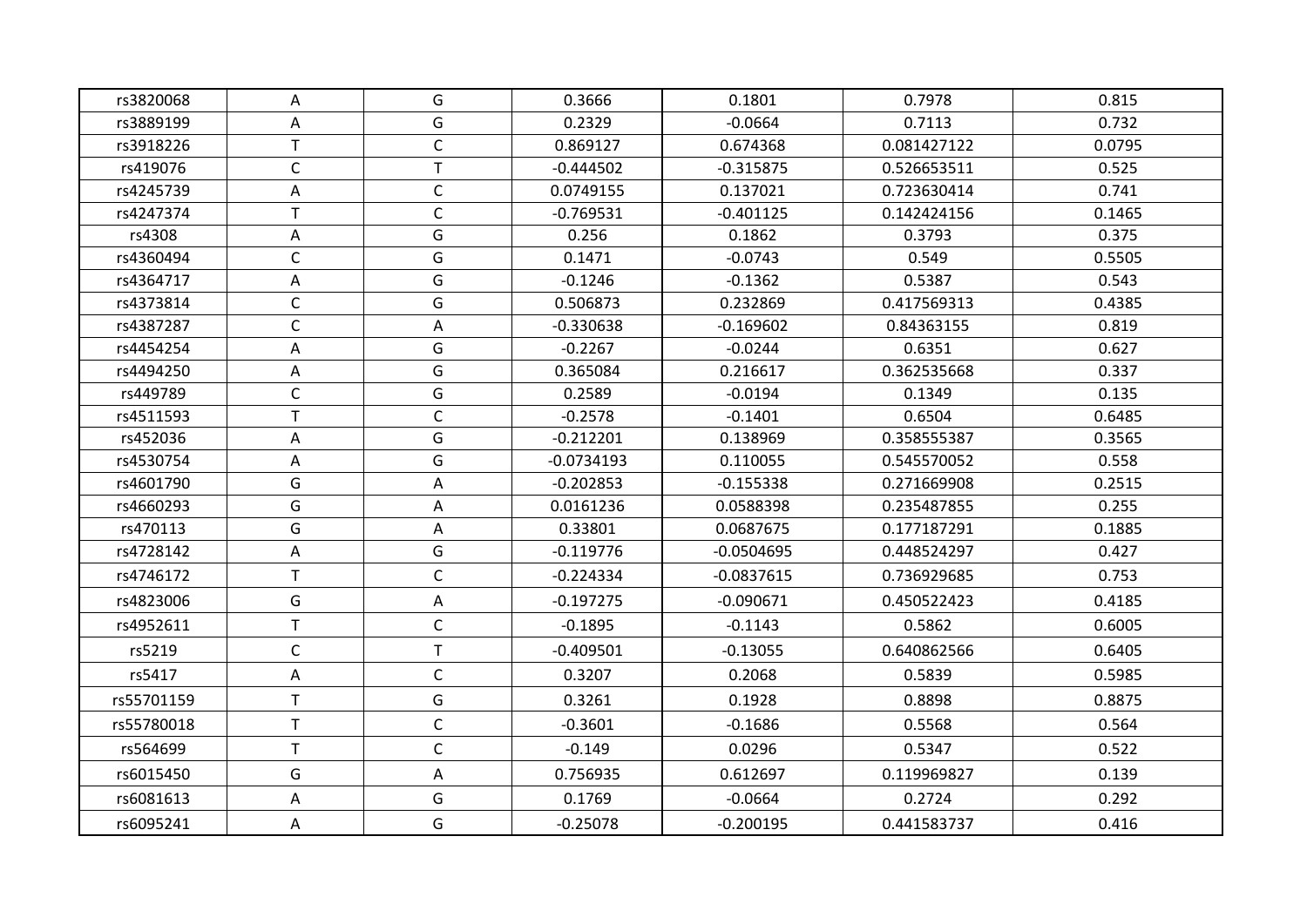| rs3820068 | A | G | 0.3666 | 0.1801 | 0.7978 | 0.815 |
|---|---|---|---|---|---|---|
| rs3889199 | A | G | 0.2329 | -0.0664 | 0.7113 | 0.732 |
| rs3918226 | T | C | 0.869127 | 0.674368 | 0.081427122 | 0.0795 |
| rs419076 | C | T | -0.444502 | -0.315875 | 0.526653511 | 0.525 |
| rs4245739 | A | C | 0.0749155 | 0.137021 | 0.723630414 | 0.741 |
| rs4247374 | T | C | -0.769531 | -0.401125 | 0.142424156 | 0.1465 |
| rs4308 | A | G | 0.256 | 0.1862 | 0.3793 | 0.375 |
| rs4360494 | C | G | 0.1471 | -0.0743 | 0.549 | 0.5505 |
| rs4364717 | A | G | -0.1246 | -0.1362 | 0.5387 | 0.543 |
| rs4373814 | C | G | 0.506873 | 0.232869 | 0.417569313 | 0.4385 |
| rs4387287 | C | A | -0.330638 | -0.169602 | 0.84363155 | 0.819 |
| rs4454254 | A | G | -0.2267 | -0.0244 | 0.6351 | 0.627 |
| rs4494250 | A | G | 0.365084 | 0.216617 | 0.362535668 | 0.337 |
| rs449789 | C | G | 0.2589 | -0.0194 | 0.1349 | 0.135 |
| rs4511593 | T | C | -0.2578 | -0.1401 | 0.6504 | 0.6485 |
| rs452036 | A | G | -0.212201 | 0.138969 | 0.358555387 | 0.3565 |
| rs4530754 | A | G | -0.0734193 | 0.110055 | 0.545570052 | 0.558 |
| rs4601790 | G | A | -0.202853 | -0.155338 | 0.271669908 | 0.2515 |
| rs4660293 | G | A | 0.0161236 | 0.0588398 | 0.235487855 | 0.255 |
| rs470113 | G | A | 0.33801 | 0.0687675 | 0.177187291 | 0.1885 |
| rs4728142 | A | G | -0.119776 | -0.0504695 | 0.448524297 | 0.427 |
| rs4746172 | T | C | -0.224334 | -0.0837615 | 0.736929685 | 0.753 |
| rs4823006 | G | A | -0.197275 | -0.090671 | 0.450522423 | 0.4185 |
| rs4952611 | T | C | -0.1895 | -0.1143 | 0.5862 | 0.6005 |
| rs5219 | C | T | -0.409501 | -0.13055 | 0.640862566 | 0.6405 |
| rs5417 | A | C | 0.3207 | 0.2068 | 0.5839 | 0.5985 |
| rs55701159 | T | G | 0.3261 | 0.1928 | 0.8898 | 0.8875 |
| rs55780018 | T | C | -0.3601 | -0.1686 | 0.5568 | 0.564 |
| rs564699 | T | C | -0.149 | 0.0296 | 0.5347 | 0.522 |
| rs6015450 | G | A | 0.756935 | 0.612697 | 0.119969827 | 0.139 |
| rs6081613 | A | G | 0.1769 | -0.0664 | 0.2724 | 0.292 |
| rs6095241 | A | G | -0.25078 | -0.200195 | 0.441583737 | 0.416 |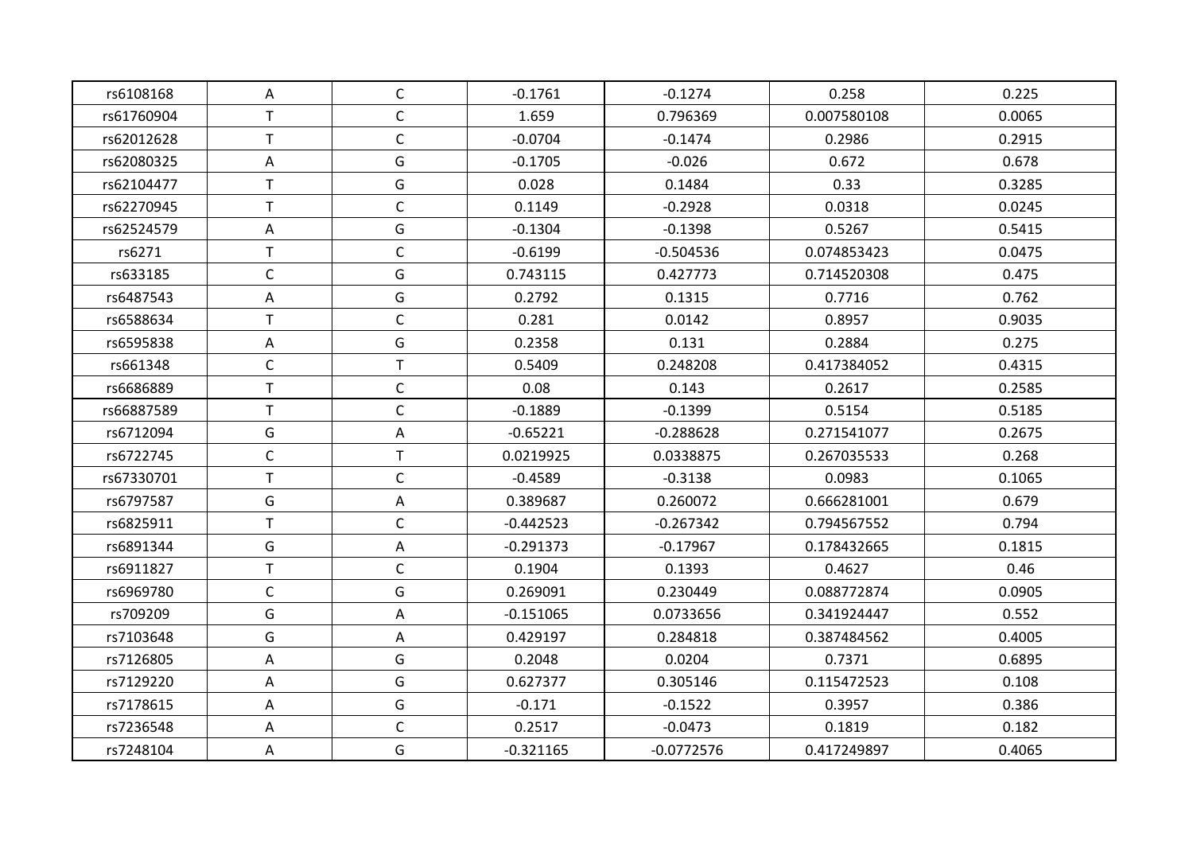| rs6108168 | A | C | -0.1761 | -0.1274 | 0.258 | 0.225 |
|---|---|---|---|---|---|---|
| rs61760904 | T | C | 1.659 | 0.796369 | 0.007580108 | 0.0065 |
| rs62012628 | T | C | -0.0704 | -0.1474 | 0.2986 | 0.2915 |
| rs62080325 | A | G | -0.1705 | -0.026 | 0.672 | 0.678 |
| rs62104477 | T | G | 0.028 | 0.1484 | 0.33 | 0.3285 |
| rs62270945 | T | C | 0.1149 | -0.2928 | 0.0318 | 0.0245 |
| rs62524579 | A | G | -0.1304 | -0.1398 | 0.5267 | 0.5415 |
| rs6271 | T | C | -0.6199 | -0.504536 | 0.074853423 | 0.0475 |
| rs633185 | C | G | 0.743115 | 0.427773 | 0.714520308 | 0.475 |
| rs6487543 | A | G | 0.2792 | 0.1315 | 0.7716 | 0.762 |
| rs6588634 | T | C | 0.281 | 0.0142 | 0.8957 | 0.9035 |
| rs6595838 | A | G | 0.2358 | 0.131 | 0.2884 | 0.275 |
| rs661348 | C | T | 0.5409 | 0.248208 | 0.417384052 | 0.4315 |
| rs6686889 | T | C | 0.08 | 0.143 | 0.2617 | 0.2585 |
| rs66887589 | T | C | -0.1889 | -0.1399 | 0.5154 | 0.5185 |
| rs6712094 | G | A | -0.65221 | -0.288628 | 0.271541077 | 0.2675 |
| rs6722745 | C | T | 0.0219925 | 0.0338875 | 0.267035533 | 0.268 |
| rs67330701 | T | C | -0.4589 | -0.3138 | 0.0983 | 0.1065 |
| rs6797587 | G | A | 0.389687 | 0.260072 | 0.666281001 | 0.679 |
| rs6825911 | T | C | -0.442523 | -0.267342 | 0.794567552 | 0.794 |
| rs6891344 | G | A | -0.291373 | -0.17967 | 0.178432665 | 0.1815 |
| rs6911827 | T | C | 0.1904 | 0.1393 | 0.4627 | 0.46 |
| rs6969780 | C | G | 0.269091 | 0.230449 | 0.088772874 | 0.0905 |
| rs709209 | G | A | -0.151065 | 0.0733656 | 0.341924447 | 0.552 |
| rs7103648 | G | A | 0.429197 | 0.284818 | 0.387484562 | 0.4005 |
| rs7126805 | A | G | 0.2048 | 0.0204 | 0.7371 | 0.6895 |
| rs7129220 | A | G | 0.627377 | 0.305146 | 0.115472523 | 0.108 |
| rs7178615 | A | G | -0.171 | -0.1522 | 0.3957 | 0.386 |
| rs7236548 | A | C | 0.2517 | -0.0473 | 0.1819 | 0.182 |
| rs7248104 | A | G | -0.321165 | -0.0772576 | 0.417249897 | 0.4065 |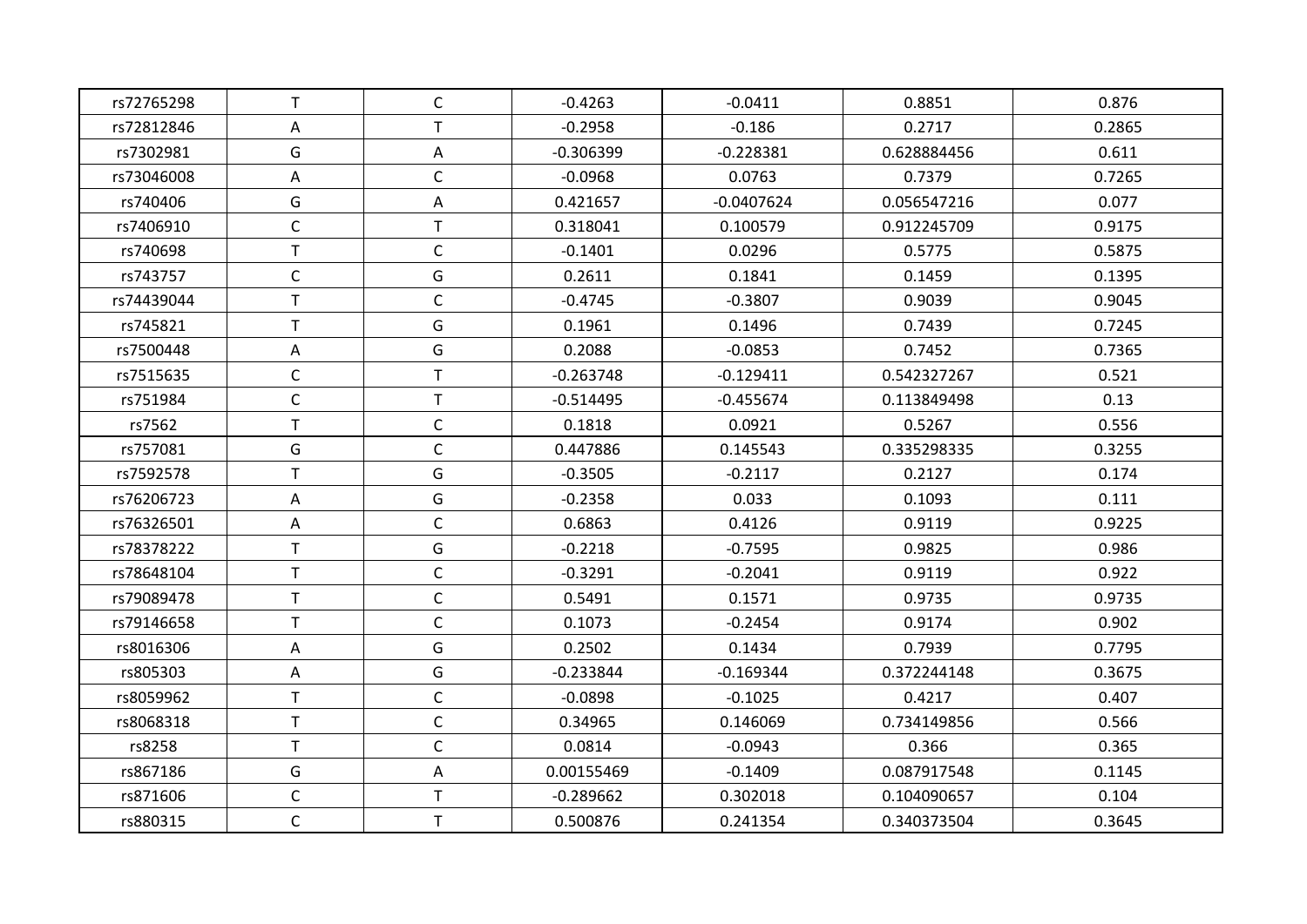| | | | | | | |
|---|---|---|---|---|---|---|
| rs72765298 | T | C | -0.4263 | -0.0411 | 0.8851 | 0.876 |
| rs72812846 | A | T | -0.2958 | -0.186 | 0.2717 | 0.2865 |
| rs7302981 | G | A | -0.306399 | -0.228381 | 0.628884456 | 0.611 |
| rs73046008 | A | C | -0.0968 | 0.0763 | 0.7379 | 0.7265 |
| rs740406 | G | A | 0.421657 | -0.0407624 | 0.056547216 | 0.077 |
| rs7406910 | C | T | 0.318041 | 0.100579 | 0.912245709 | 0.9175 |
| rs740698 | T | C | -0.1401 | 0.0296 | 0.5775 | 0.5875 |
| rs743757 | C | G | 0.2611 | 0.1841 | 0.1459 | 0.1395 |
| rs74439044 | T | C | -0.4745 | -0.3807 | 0.9039 | 0.9045 |
| rs745821 | T | G | 0.1961 | 0.1496 | 0.7439 | 0.7245 |
| rs7500448 | A | G | 0.2088 | -0.0853 | 0.7452 | 0.7365 |
| rs7515635 | C | T | -0.263748 | -0.129411 | 0.542327267 | 0.521 |
| rs751984 | C | T | -0.514495 | -0.455674 | 0.113849498 | 0.13 |
| rs7562 | T | C | 0.1818 | 0.0921 | 0.5267 | 0.556 |
| rs757081 | G | C | 0.447886 | 0.145543 | 0.335298335 | 0.3255 |
| rs7592578 | T | G | -0.3505 | -0.2117 | 0.2127 | 0.174 |
| rs76206723 | A | G | -0.2358 | 0.033 | 0.1093 | 0.111 |
| rs76326501 | A | C | 0.6863 | 0.4126 | 0.9119 | 0.9225 |
| rs78378222 | T | G | -0.2218 | -0.7595 | 0.9825 | 0.986 |
| rs78648104 | T | C | -0.3291 | -0.2041 | 0.9119 | 0.922 |
| rs79089478 | T | C | 0.5491 | 0.1571 | 0.9735 | 0.9735 |
| rs79146658 | T | C | 0.1073 | -0.2454 | 0.9174 | 0.902 |
| rs8016306 | A | G | 0.2502 | 0.1434 | 0.7939 | 0.7795 |
| rs805303 | A | G | -0.233844 | -0.169344 | 0.372244148 | 0.3675 |
| rs8059962 | T | C | -0.0898 | -0.1025 | 0.4217 | 0.407 |
| rs8068318 | T | C | 0.34965 | 0.146069 | 0.734149856 | 0.566 |
| rs8258 | T | C | 0.0814 | -0.0943 | 0.366 | 0.365 |
| rs867186 | G | A | 0.00155469 | -0.1409 | 0.087917548 | 0.1145 |
| rs871606 | C | T | -0.289662 | 0.302018 | 0.104090657 | 0.104 |
| rs880315 | C | T | 0.500876 | 0.241354 | 0.340373504 | 0.3645 |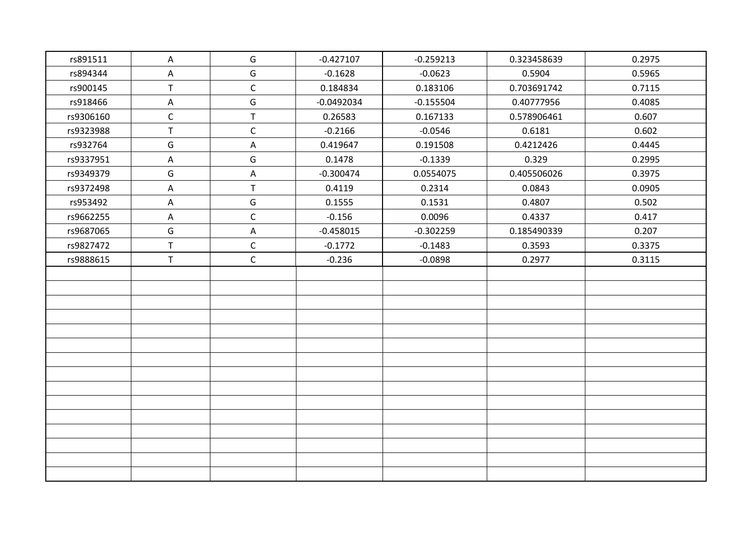| | | | | | | |
|---|---|---|---|---|---|---|
| rs891511 | A | G | -0.427107 | -0.259213 | 0.323458639 | 0.2975 |
| rs894344 | A | G | -0.1628 | -0.0623 | 0.5904 | 0.5965 |
| rs900145 | T | C | 0.184834 | 0.183106 | 0.703691742 | 0.7115 |
| rs918466 | A | G | -0.0492034 | -0.155504 | 0.40777956 | 0.4085 |
| rs9306160 | C | T | 0.26583 | 0.167133 | 0.578906461 | 0.607 |
| rs9323988 | T | C | -0.2166 | -0.0546 | 0.6181 | 0.602 |
| rs932764 | G | A | 0.419647 | 0.191508 | 0.4212426 | 0.4445 |
| rs9337951 | A | G | 0.1478 | -0.1339 | 0.329 | 0.2995 |
| rs9349379 | G | A | -0.300474 | 0.0554075 | 0.405506026 | 0.3975 |
| rs9372498 | A | T | 0.4119 | 0.2314 | 0.0843 | 0.0905 |
| rs953492 | A | G | 0.1555 | 0.1531 | 0.4807 | 0.502 |
| rs9662255 | A | C | -0.156 | 0.0096 | 0.4337 | 0.417 |
| rs9687065 | G | A | -0.458015 | -0.302259 | 0.185490339 | 0.207 |
| rs9827472 | T | C | -0.1772 | -0.1483 | 0.3593 | 0.3375 |
| rs9888615 | T | C | -0.236 | -0.0898 | 0.2977 | 0.3115 |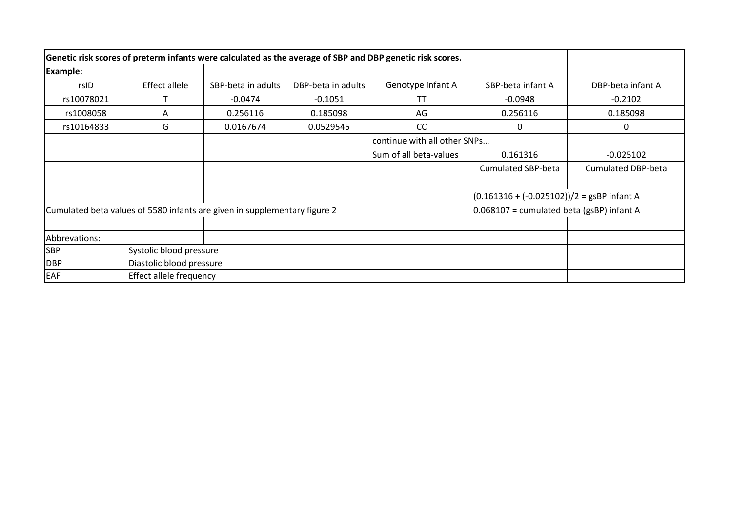| | | | | | | |
|---|---|---|---|---|---|---|
| **Genetic risk scores of preterm infants were calculated as the average of SBP and DBP genetic risk scores.** | | | | | | |
| **Example:** | | | | | | |
| rsID | Effect allele | SBP-beta in adults | DBP-beta in adults | Genotype infant A | SBP-beta infant A | DBP-beta infant A |
| rs10078021 | T | -0.0474 | -0.1051 | TT | -0.0948 | -0.2102 |
| rs1008058 | A | 0.256116 | 0.185098 | AG | 0.256116 | 0.185098 |
| rs10164833 | G | 0.0167674 | 0.0529545 | CC | 0 | 0 |
| | | | | continue with all other SNPs… | | |
| | | | | Sum of all beta-values | 0.161316 | -0.025102 |
| | | | | | Cumulated SBP-beta | Cumulated DBP-beta |
| | | | | | | |
| | | | | | (0.161316 + (-0.025102))/2 = gsBP infant A | |
| Cumulated beta values of 5580 infants are given in supplementary figure 2 | | | | | 0.068107 = cumulated beta (gsBP) infant A | |
| | | | | | | |
| Abbrevations: | | | | | | |
| SBP | Systolic blood pressure | | | | | |
| DBP | Diastolic blood pressure | | | | | |
| EAF | Effect allele frequency | | | | | |